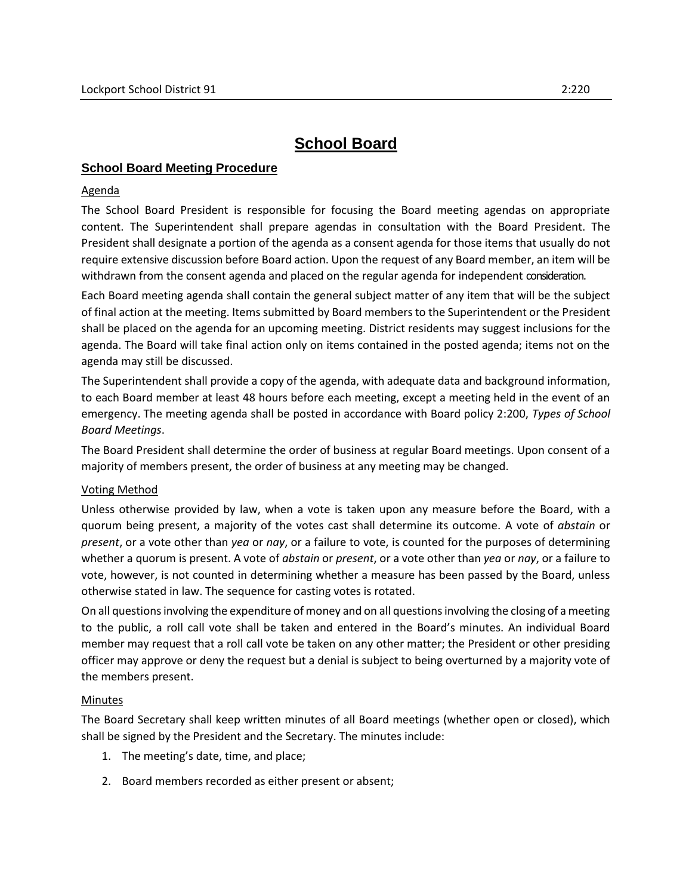# School Board

## School Board Meeting Procedure

Agenda

The School Board President is responsible for focusing the Board meeting agendas on appropriate content. The Superintendent shall prepare agendas in consultation with the Board President. The President shall designate a portion of the agenda as a consent agenda for those items that usually do not require extensive discussion before Board action. Upon the request of any Board member, an item will be withdrawn from the consent agenda and placed on the regular agenda for independent consideration.

Each Board meeting agenda shall contain the general subject matter of any item that will be the subject of final action at the meeting. Items submitted by Board members to the Superintendent or the President shall be placed on the agenda for an upcoming meeting. District residents may suggest inclusions for the agenda. The Board will take final action only on items contained in the posted agenda; items not on the agenda may still be discussed.

The Superintendent shall provide a copy of the agenda, with adequate data and background information, to each Board member at least 48 hours before each meeting, except a meeting held in the event of an emergency. The meeting agenda shall be posted in accordance with Board policy 2:200, *Types of School Board Meetings*.

The Board President shall determine the order of business at regular Board meetings. Upon consent of a majority of members present, the order of business at any meeting may be changed.

Voting Method

Unless otherwise provided by law, when a vote is taken upon any measure before the Board, with a quorum being present, a majority of the votes cast shall determine its outcome. A vote of *abstain* or *present*, or a vote other than *yea* or *nay*, or a failure to vote, is counted for the purposes of determining whether a quorum is present. A vote of *abstain* or *present*, or a vote other than *yea* or *nay*, or a failure to vote, however, is not counted in determining whether a measure has been passed by the Board, unless otherwise stated in law. The sequence for casting votes is rotated.

On all questions involving the expenditure of money and on all questions involving the closing of a meeting to the public, a roll call vote shall be taken and entered in the Board's minutes. An individual Board member may request that a roll call vote be taken on any other matter; the President or other presiding officer may approve or deny the request but a denial is subject to being overturned by a majority vote of the members present.

Minutes

The Board Secretary shall keep written minutes of all Board meetings (whether open or closed), which shall be signed by the President and the Secretary. The minutes include:

1. The meeting's date, time, and place;
2. Board members recorded as either present or absent;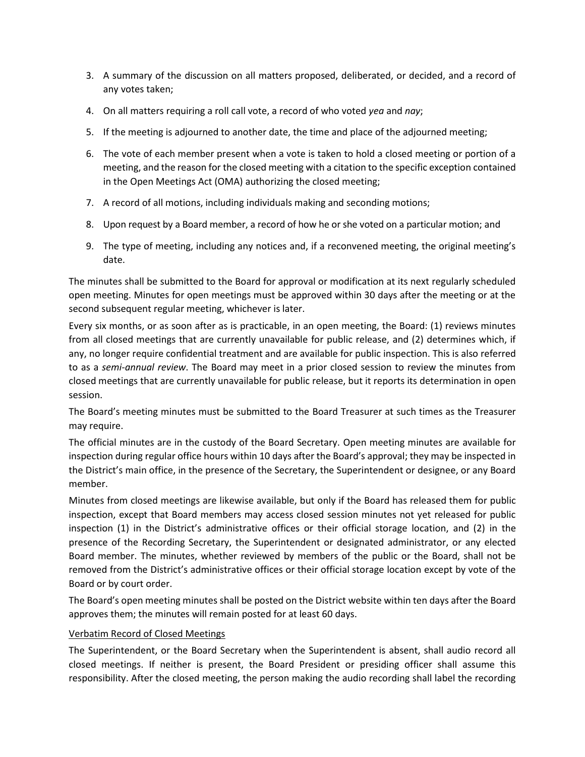3. A summary of the discussion on all matters proposed, deliberated, or decided, and a record of any votes taken;
4. On all matters requiring a roll call vote, a record of who voted *yea* and *nay*;
5. If the meeting is adjourned to another date, the time and place of the adjourned meeting;
6. The vote of each member present when a vote is taken to hold a closed meeting or portion of a meeting, and the reason for the closed meeting with a citation to the specific exception contained in the Open Meetings Act (OMA) authorizing the closed meeting;
7. A record of all motions, including individuals making and seconding motions;
8. Upon request by a Board member, a record of how he or she voted on a particular motion; and
9. The type of meeting, including any notices and, if a reconvened meeting, the original meeting's date.

The minutes shall be submitted to the Board for approval or modification at its next regularly scheduled open meeting. Minutes for open meetings must be approved within 30 days after the meeting or at the second subsequent regular meeting, whichever is later.

Every six months, or as soon after as is practicable, in an open meeting, the Board: (1) reviews minutes from all closed meetings that are currently unavailable for public release, and (2) determines which, if any, no longer require confidential treatment and are available for public inspection. This is also referred to as a *semi-annual review*. The Board may meet in a prior closed session to review the minutes from closed meetings that are currently unavailable for public release, but it reports its determination in open session.

The Board's meeting minutes must be submitted to the Board Treasurer at such times as the Treasurer may require.

The official minutes are in the custody of the Board Secretary. Open meeting minutes are available for inspection during regular office hours within 10 days after the Board's approval; they may be inspected in the District's main office, in the presence of the Secretary, the Superintendent or designee, or any Board member.

Minutes from closed meetings are likewise available, but only if the Board has released them for public inspection, except that Board members may access closed session minutes not yet released for public inspection (1) in the District's administrative offices or their official storage location, and (2) in the presence of the Recording Secretary, the Superintendent or designated administrator, or any elected Board member. The minutes, whether reviewed by members of the public or the Board, shall not be removed from the District's administrative offices or their official storage location except by vote of the Board or by court order.

The Board's open meeting minutes shall be posted on the District website within ten days after the Board approves them; the minutes will remain posted for at least 60 days.

<u>Verbatim Record of Closed Meetings</u>

The Superintendent, or the Board Secretary when the Superintendent is absent, shall audio record all closed meetings. If neither is present, the Board President or presiding officer shall assume this responsibility. After the closed meeting, the person making the audio recording shall label the recording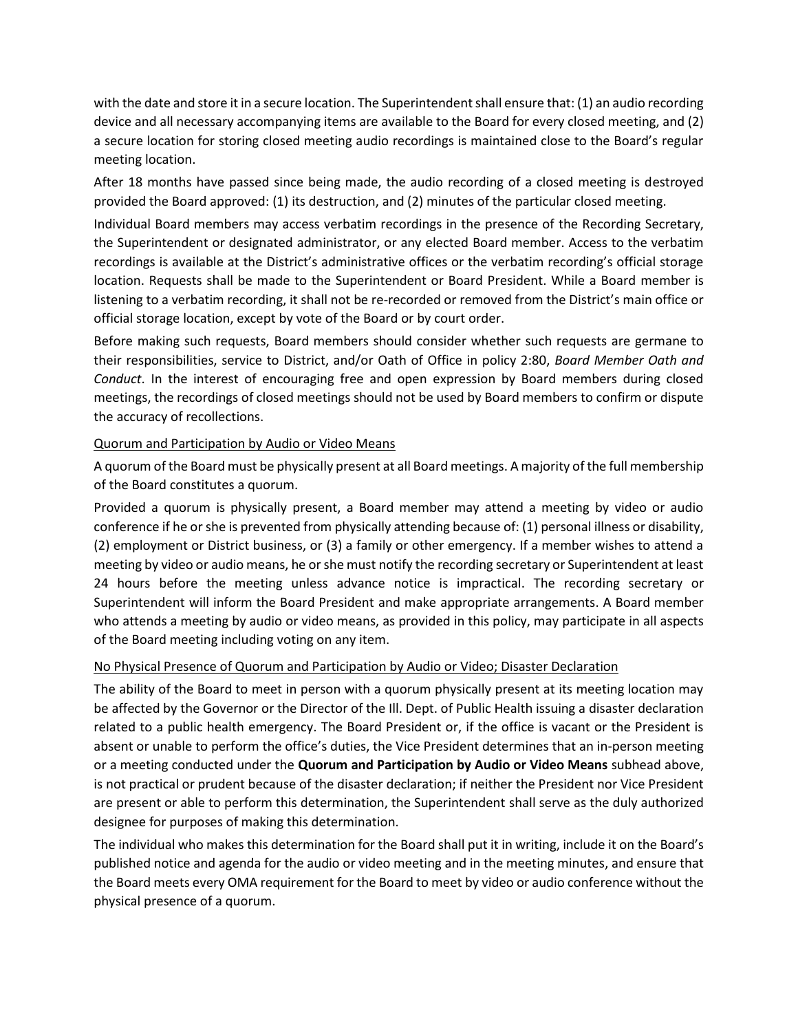with the date and store it in a secure location. The Superintendent shall ensure that: (1) an audio recording device and all necessary accompanying items are available to the Board for every closed meeting, and (2) a secure location for storing closed meeting audio recordings is maintained close to the Board's regular meeting location.

After 18 months have passed since being made, the audio recording of a closed meeting is destroyed provided the Board approved: (1) its destruction, and (2) minutes of the particular closed meeting.

Individual Board members may access verbatim recordings in the presence of the Recording Secretary, the Superintendent or designated administrator, or any elected Board member. Access to the verbatim recordings is available at the District's administrative offices or the verbatim recording's official storage location. Requests shall be made to the Superintendent or Board President. While a Board member is listening to a verbatim recording, it shall not be re-recorded or removed from the District's main office or official storage location, except by vote of the Board or by court order.

Before making such requests, Board members should consider whether such requests are germane to their responsibilities, service to District, and/or Oath of Office in policy 2:80, *Board Member Oath and Conduct*. In the interest of encouraging free and open expression by Board members during closed meetings, the recordings of closed meetings should not be used by Board members to confirm or dispute the accuracy of recollections.

<u>Quorum and Participation by Audio or Video Means</u>

A quorum of the Board must be physically present at all Board meetings. A majority of the full membership of the Board constitutes a quorum.

Provided a quorum is physically present, a Board member may attend a meeting by video or audio conference if he or she is prevented from physically attending because of: (1) personal illness or disability, (2) employment or District business, or (3) a family or other emergency. If a member wishes to attend a meeting by video or audio means, he or she must notify the recording secretary or Superintendent at least 24 hours before the meeting unless advance notice is impractical. The recording secretary or Superintendent will inform the Board President and make appropriate arrangements. A Board member who attends a meeting by audio or video means, as provided in this policy, may participate in all aspects of the Board meeting including voting on any item.

<u>No Physical Presence of Quorum and Participation by Audio or Video; Disaster Declaration</u>

The ability of the Board to meet in person with a quorum physically present at its meeting location may be affected by the Governor or the Director of the Ill. Dept. of Public Health issuing a disaster declaration related to a public health emergency. The Board President or, if the office is vacant or the President is absent or unable to perform the office's duties, the Vice President determines that an in-person meeting or a meeting conducted under the **Quorum and Participation by Audio or Video Means** subhead above, is not practical or prudent because of the disaster declaration; if neither the President nor Vice President are present or able to perform this determination, the Superintendent shall serve as the duly authorized designee for purposes of making this determination.

The individual who makes this determination for the Board shall put it in writing, include it on the Board's published notice and agenda for the audio or video meeting and in the meeting minutes, and ensure that the Board meets every OMA requirement for the Board to meet by video or audio conference without the physical presence of a quorum.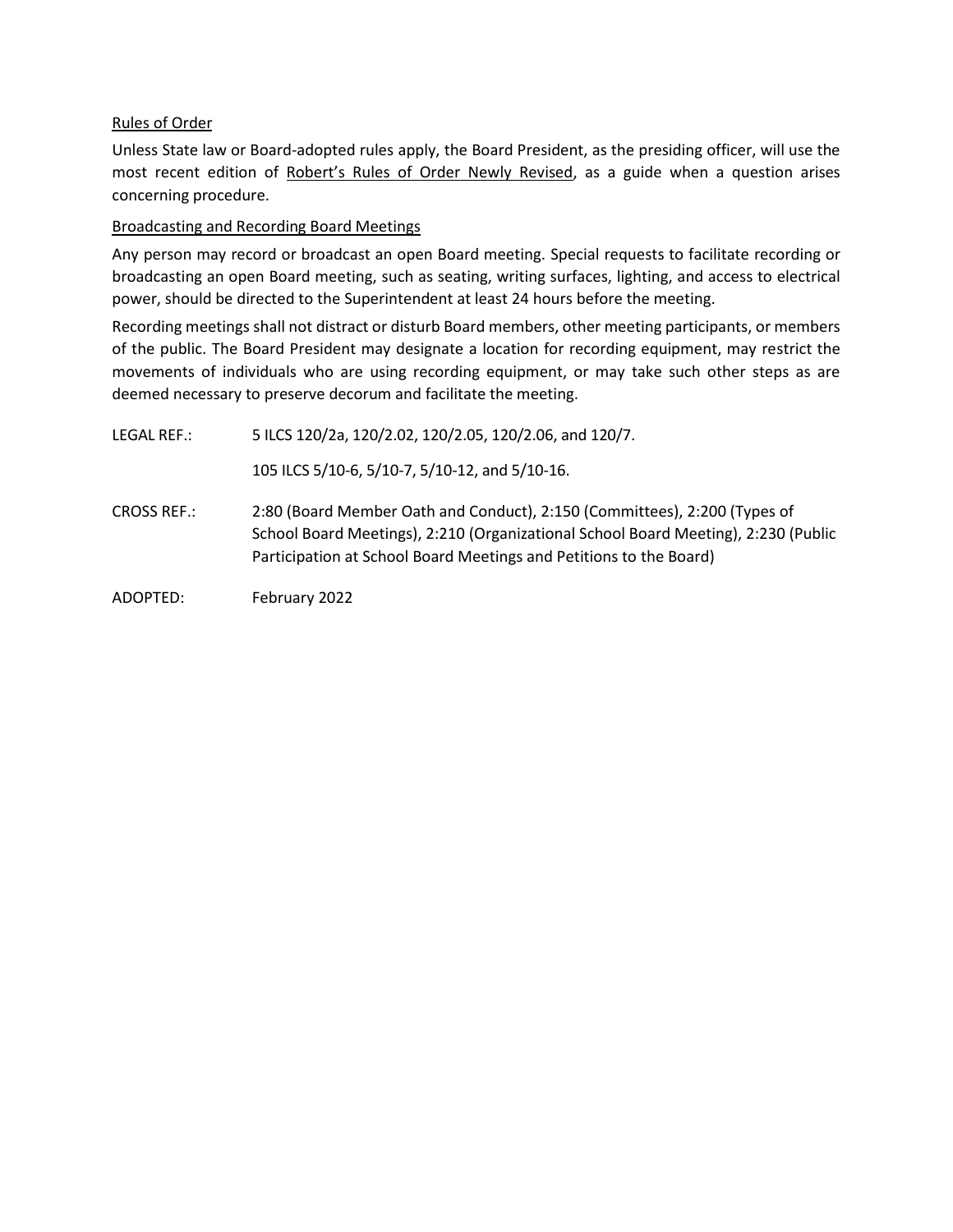Rules of Order

Unless State law or Board-adopted rules apply, the Board President, as the presiding officer, will use the most recent edition of Robert's Rules of Order Newly Revised, as a guide when a question arises concerning procedure.

Broadcasting and Recording Board Meetings

Any person may record or broadcast an open Board meeting. Special requests to facilitate recording or broadcasting an open Board meeting, such as seating, writing surfaces, lighting, and access to electrical power, should be directed to the Superintendent at least 24 hours before the meeting.

Recording meetings shall not distract or disturb Board members, other meeting participants, or members of the public. The Board President may designate a location for recording equipment, may restrict the movements of individuals who are using recording equipment, or may take such other steps as are deemed necessary to preserve decorum and facilitate the meeting.

LEGAL REF.: 5 ILCS 120/2a, 120/2.02, 120/2.05, 120/2.06, and 120/7.

105 ILCS 5/10-6, 5/10-7, 5/10-12, and 5/10-16.

CROSS REF.: 2:80 (Board Member Oath and Conduct), 2:150 (Committees), 2:200 (Types of School Board Meetings), 2:210 (Organizational School Board Meeting), 2:230 (Public Participation at School Board Meetings and Petitions to the Board)

ADOPTED: February 2022